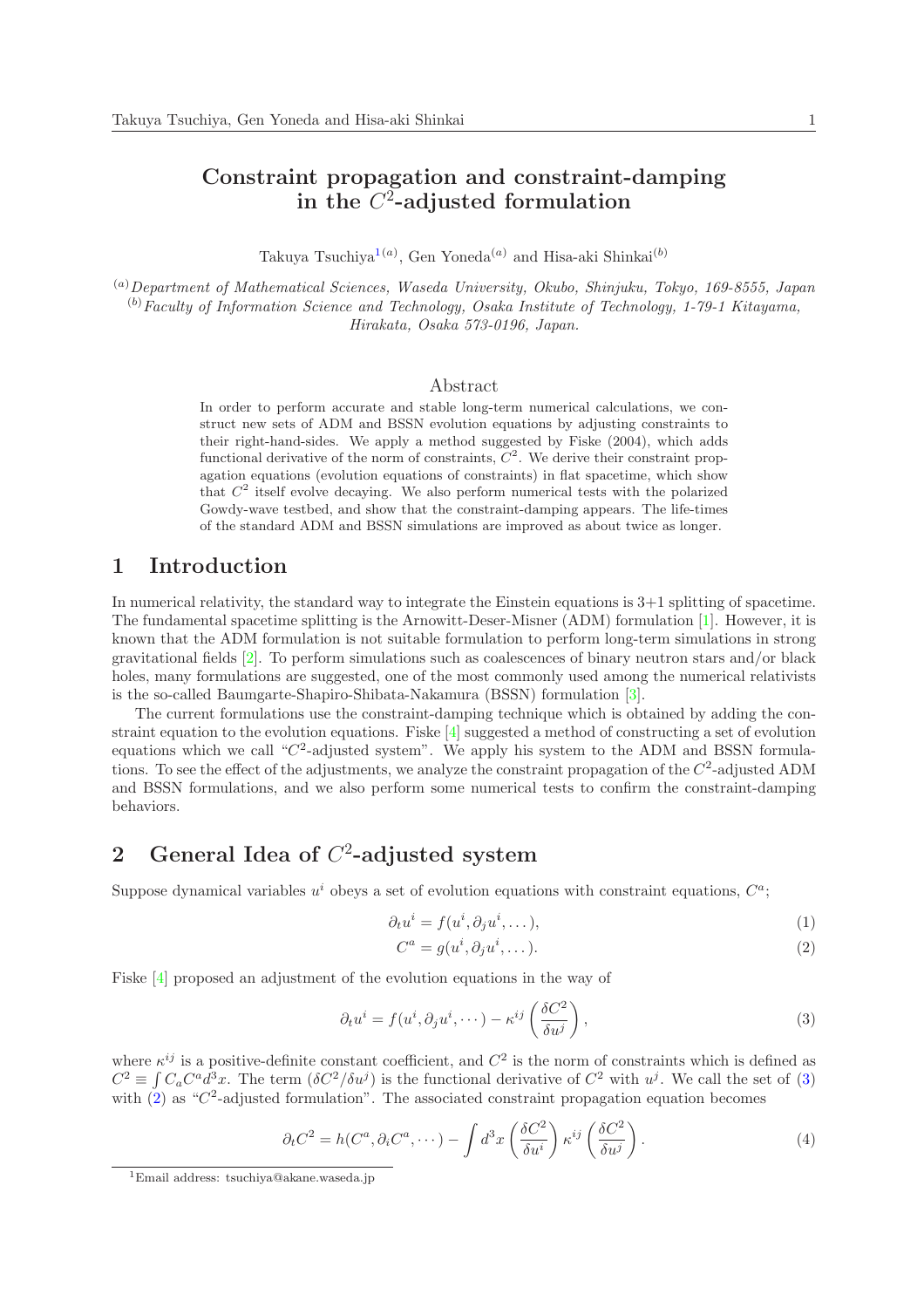# Constraint propagation and constraint-damping in the $C^2$-adjusted formulation

Takuya Tsuchiya[1(a)], Gen Yoneda[(a)] and Hisa-aki Shinkai[(b)]

[(a)] *Department of Mathematical Sciences, Waseda University, Okubo, Shinjuku, Tokyo, 169-8555, Japan*
[(b)] *Faculty of Information Science and Technology, Osaka Institute of Technology, 1-79-1 Kitayama, Hirakata, Osaka 573-0196, Japan.*

## Abstract

In order to perform accurate and stable long-term numerical calculations, we construct new sets of ADM and BSSN evolution equations by adjusting constraints to their right-hand-sides. We apply a method suggested by Fiske (2004), which adds functional derivative of the norm of constraints, $C^2$. We derive their constraint propagation equations (evolution equations of constraints) in flat spacetime, which show that $C^2$ itself evolve decaying. We also perform numerical tests with the polarized Gowdy-wave testbed, and show that the constraint-damping appears. The life-times of the standard ADM and BSSN simulations are improved as about twice as longer.

## 1 Introduction

In numerical relativity, the standard way to integrate the Einstein equations is 3+1 splitting of spacetime. The fundamental spacetime splitting is the Arnowitt-Deser-Misner (ADM) formulation [1]. However, it is known that the ADM formulation is not suitable formulation to perform long-term simulations in strong gravitational fields [2]. To perform simulations such as coalescences of binary neutron stars and/or black holes, many formulations are suggested, one of the most commonly used among the numerical relativists is the so-called Baumgarte-Shapiro-Shibata-Nakamura (BSSN) formulation [3].

The current formulations use the constraint-damping technique which is obtained by adding the constraint equation to the evolution equations. Fiske [4] suggested a method of constructing a set of evolution equations which we call "$C^2$-adjusted system". We apply his system to the ADM and BSSN formulations. To see the effect of the adjustments, we analyze the constraint propagation of the $C^2$-adjusted ADM and BSSN formulations, and we also perform some numerical tests to confirm the constraint-damping behaviors.

## 2 General Idea of $C^2$-adjusted system

Suppose dynamical variables $u^i$ obeys a set of evolution equations with constraint equations, $C^a$;

$$\partial_t u^i = f(u^i, \partial_j u^i, \dots), \tag{1}$$

$$C^a = g(u^i, \partial_j u^i, \dots). \tag{2}$$

Fiske [4] proposed an adjustment of the evolution equations in the way of

$$\partial_t u^i = f(u^i, \partial_j u^i, \cdots) - \kappa^{ij} \left( \frac{\delta C^2}{\delta u^j} \right), \tag{3}$$

where $\kappa^{ij}$ is a positive-definite constant coefficient, and $C^2$ is the norm of constraints which is defined as $C^2 \equiv \int C_a C^a d^3x$. The term $(\delta C^2/\delta u^j)$ is the functional derivative of $C^2$ with $u^j$. We call the set of (3) with (2) as "$C^2$-adjusted formulation". The associated constraint propagation equation becomes

$$\partial_t C^2 = h(C^a, \partial_i C^a, \cdots) - \int d^3x \left( \frac{\delta C^2}{\delta u^i} \right) \kappa^{ij} \left( \frac{\delta C^2}{\delta u^j} \right). \tag{4}$$

[1] Email address: tsuchiya@akane.waseda.jp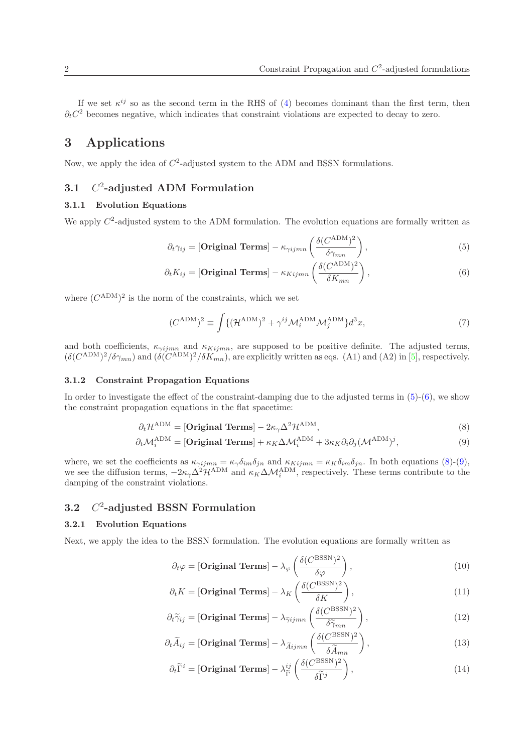If we set $\kappa^{ij}$ so as the second term in the RHS of (4) becomes dominant than the first term, then $\partial_t C^2$ becomes negative, which indicates that constraint violations are expected to decay to zero.

# 3 Applications

Now, we apply the idea of $C^2$-adjusted system to the ADM and BSSN formulations.

## 3.1 $C^2$-adjusted ADM Formulation

### 3.1.1 Evolution Equations

We apply $C^2$-adjusted system to the ADM formulation. The evolution equations are formally written as

$$\partial_t \gamma_{ij} = [\textbf{Original Terms}] - \kappa_{\gamma ijmn} \left( \frac{\delta (C^{\rm ADM})^2}{\delta \gamma_{mn}} \right), \tag{5}$$

$$\partial_t K_{ij} = [\textbf{Original Terms}] - \kappa_{Kijmn} \left( \frac{\delta (C^{\rm ADM})^2}{\delta K_{mn}} \right), \tag{6}$$

where $(C^{\rm ADM})^2$ is the norm of the constraints, which we set

$$(C^{\rm ADM})^2 \equiv \int \{ (\mathcal{H}^{\rm ADM})^2 + \gamma^{ij} \mathcal{M}_i^{\rm ADM} \mathcal{M}_j^{\rm ADM} \} d^3x, \tag{7}$$

and both coefficients, $\kappa_{\gamma ijmn}$ and $\kappa_{Kijmn}$, are supposed to be positive definite. The adjusted terms, $(\delta(C^{\rm ADM})^2/\delta\gamma_{mn})$ and $(\delta(C^{\rm ADM})^2/\delta K_{mn})$, are explicitly written as eqs. (A1) and (A2) in [5], respectively.

### 3.1.2 Constraint Propagation Equations

In order to investigate the effect of the constraint-damping due to the adjusted terms in (5)-(6), we show the constraint propagation equations in the flat spacetime:

$$\partial_t \mathcal{H}^{\rm ADM} = [\textbf{Original Terms}] - 2\kappa_\gamma \Delta^2 \mathcal{H}^{\rm ADM}, \tag{8}$$

$$\partial_t \mathcal{M}_i^{\rm ADM} = [\textbf{Original Terms}] + \kappa_K \Delta \mathcal{M}_i^{\rm ADM} + 3\kappa_K \partial_i \partial_j (\mathcal{M}^{\rm ADM})^j, \tag{9}$$

where, we set the coefficients as $\kappa_{\gamma ijmn} = \kappa_\gamma \delta_{im}\delta_{jn}$ and $\kappa_{Kijmn} = \kappa_K \delta_{im}\delta_{jn}$. In both equations (8)-(9), we see the diffusion terms, $-2\kappa_\gamma \Delta^2 \mathcal{H}^{\rm ADM}$ and $\kappa_K \Delta \mathcal{M}_i^{\rm ADM}$, respectively. These terms contribute to the damping of the constraint violations.

## 3.2 $C^2$-adjusted BSSN Formulation

### 3.2.1 Evolution Equations

Next, we apply the idea to the BSSN formulation. The evolution equations are formally written as

$$\partial_t \varphi = [\textbf{Original Terms}] - \lambda_\varphi \left( \frac{\delta (C^{\rm BSSN})^2}{\delta \varphi} \right), \tag{10}$$

$$\partial_t K = [\textbf{Original Terms}] - \lambda_K \left( \frac{\delta (C^{\rm BSSN})^2}{\delta K} \right), \tag{11}$$

$$\partial_t \widetilde{\gamma}_{ij} = [\textbf{Original Terms}] - \lambda_{\widetilde{\gamma} ijmn} \left( \frac{\delta (C^{\rm BSSN})^2}{\delta \widetilde{\gamma}_{mn}} \right), \tag{12}$$

$$\partial_t \widetilde{A}_{ij} = [\textbf{Original Terms}] - \lambda_{\widetilde{A} ijmn} \left( \frac{\delta (C^{\rm BSSN})^2}{\delta \widetilde{A}_{mn}} \right), \tag{13}$$

$$\partial_t \widetilde{\Gamma}^i = [\textbf{Original Terms}] - \lambda_{\widetilde{\Gamma}}^{ij} \left( \frac{\delta (C^{\rm BSSN})^2}{\delta \widetilde{\Gamma}^j} \right), \tag{14}$$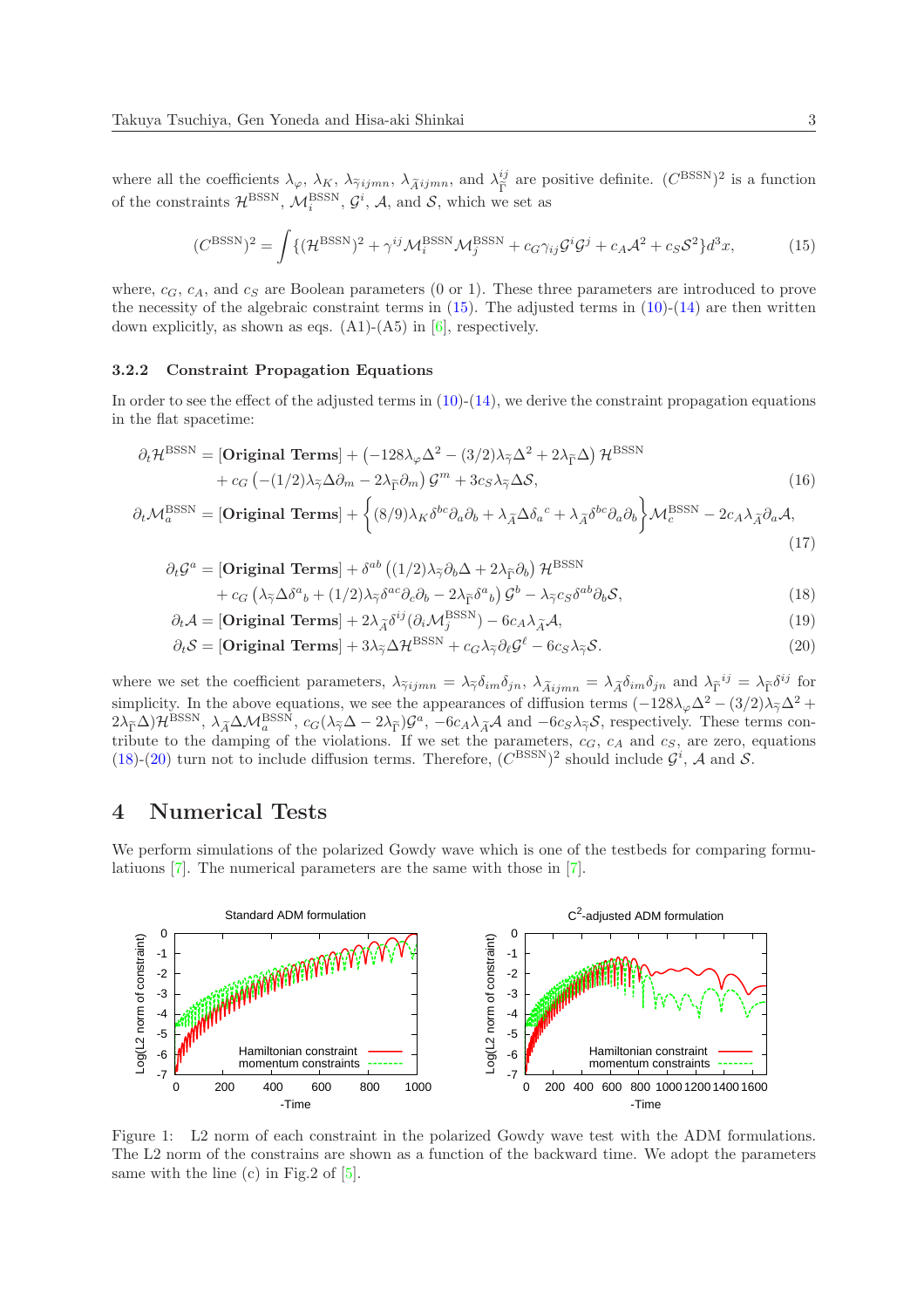where all the coefficients $\lambda_\varphi$, $\lambda_K$, $\lambda_{\tilde{\gamma}ijmn}$, $\lambda_{\tilde{A}ijmn}$, and $\lambda_{\tilde{\Gamma}}^{ij}$ are positive definite. $(C^{\rm BSSN})^2$ is a function of the constraints $\mathcal{H}^{\rm BSSN}$, $\mathcal{M}_i^{\rm BSSN}$, $\mathcal{G}^i$, $\mathcal{A}$, and $\mathcal{S}$, which we set as

$$(C^{\rm BSSN})^2 = \int \{(\mathcal{H}^{\rm BSSN})^2 + \gamma^{ij}\mathcal{M}_i^{\rm BSSN}\mathcal{M}_j^{\rm BSSN} + c_G\gamma_{ij}\mathcal{G}^i\mathcal{G}^j + c_A\mathcal{A}^2 + c_S\mathcal{S}^2\}d^3x, \tag{15}$$

where, $c_G$, $c_A$, and $c_S$ are Boolean parameters (0 or 1). These three parameters are introduced to prove the necessity of the algebraic constraint terms in (15). The adjusted terms in (10)-(14) are then written down explicitly, as shown as eqs. (A1)-(A5) in [6], respectively.

### 3.2.2 Constraint Propagation Equations

In order to see the effect of the adjusted terms in (10)-(14), we derive the constraint propagation equations in the flat spacetime:

$$\begin{aligned}
\partial_t\mathcal{H}^{\rm BSSN} =& \,[\textbf{Original Terms}] + \left(-128\lambda_\varphi\Delta^2 - (3/2)\lambda_{\tilde{\gamma}}\Delta^2 + 2\lambda_{\tilde{\Gamma}}\Delta\right)\mathcal{H}^{\rm BSSN} \\
&+ c_G\left(-(1/2)\lambda_{\tilde{\gamma}}\Delta\partial_m - 2\lambda_{\tilde{\Gamma}}\partial_m\right)\mathcal{G}^m + 3c_S\lambda_{\tilde{\gamma}}\Delta\mathcal{S},
\end{aligned} \tag{16}$$

$$\partial_t\mathcal{M}_a^{\rm BSSN} = [\textbf{Original Terms}] + \left\{(8/9)\lambda_K\delta^{bc}\partial_a\partial_b + \lambda_{\tilde{A}}\Delta\delta_a{}^c + \lambda_{\tilde{A}}\delta^{bc}\partial_a\partial_b\right\}\mathcal{M}_c^{\rm BSSN} - 2c_A\lambda_{\tilde{A}}\partial_a\mathcal{A}, \tag{17}$$

$$\begin{aligned}
\partial_t\mathcal{G}^a =& \,[\textbf{Original Terms}] + \delta^{ab}\left((1/2)\lambda_{\tilde{\gamma}}\partial_b\Delta + 2\lambda_{\tilde{\Gamma}}\partial_b\right)\mathcal{H}^{\rm BSSN} \\
&+ c_G\left(\lambda_{\tilde{\gamma}}\Delta\delta^a{}_b + (1/2)\lambda_{\tilde{\gamma}}\delta^{ac}\partial_c\partial_b - 2\lambda_{\tilde{\Gamma}}\delta^a{}_b\right)\mathcal{G}^b - \lambda_{\tilde{\gamma}}c_S\delta^{ab}\partial_b\mathcal{S},
\end{aligned} \tag{18}$$

$$\partial_t\mathcal{A} = [\textbf{Original Terms}] + 2\lambda_{\tilde{A}}\delta^{ij}(\partial_i\mathcal{M}_j^{\rm BSSN}) - 6c_A\lambda_{\tilde{A}}\mathcal{A}, \tag{19}$$

$$\partial_t\mathcal{S} = [\textbf{Original Terms}] + 3\lambda_{\tilde{\gamma}}\Delta\mathcal{H}^{\rm BSSN} + c_G\lambda_{\tilde{\gamma}}\partial_\ell\mathcal{G}^\ell - 6c_S\lambda_{\tilde{\gamma}}\mathcal{S}. \tag{20}$$

where we set the coefficient parameters, $\lambda_{\tilde{\gamma}ijmn} = \lambda_{\tilde{\gamma}}\delta_{im}\delta_{jn}$, $\lambda_{\tilde{A}ijmn} = \lambda_{\tilde{A}}\delta_{im}\delta_{jn}$ and $\lambda_{\tilde{\Gamma}}{}^{ij} = \lambda_{\tilde{\Gamma}}\delta^{ij}$ for simplicity. In the above equations, we see the appearances of diffusion terms $(-128\lambda_\varphi\Delta^2 - (3/2)\lambda_{\tilde{\gamma}}\Delta^2 + 2\lambda_{\tilde{\Gamma}}\Delta)\mathcal{H}^{\rm BSSN}$, $\lambda_{\tilde{A}}\Delta\mathcal{M}_a^{\rm BSSN}$, $c_G(\lambda_{\tilde{\gamma}}\Delta - 2\lambda_{\tilde{\Gamma}})\mathcal{G}^a$, $-6c_A\lambda_{\tilde{A}}\mathcal{A}$ and $-6c_S\lambda_{\tilde{\gamma}}\mathcal{S}$, respectively. These terms contribute to the damping of the violations. If we set the parameters, $c_G$, $c_A$ and $c_S$, are zero, equations (18)-(20) turn not to include diffusion terms. Therefore, $(C^{\rm BSSN})^2$ should include $\mathcal{G}^i$, $\mathcal{A}$ and $\mathcal{S}$.

# 4 Numerical Tests

We perform simulations of the polarized Gowdy wave which is one of the testbeds for comparing formulatiuons [7]. The numerical parameters are the same with those in [7].

Figure 1: L2 norm of each constraint in the polarized Gowdy wave test with the ADM formulations. The L2 norm of the constrains are shown as a function of the backward time. We adopt the parameters same with the line (c) in Fig.2 of [5].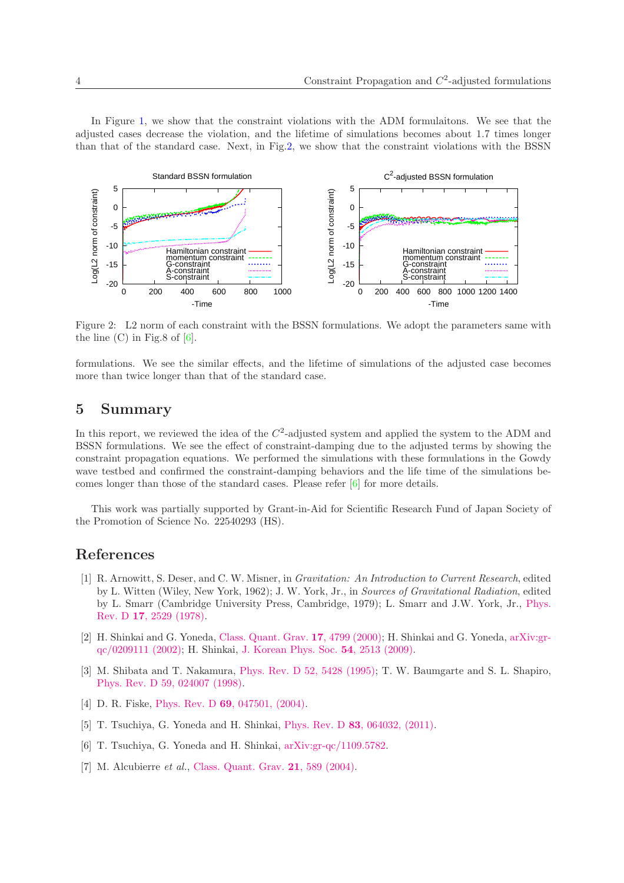In Figure 1, we show that the constraint violations with the ADM formulaitons. We see that the adjusted cases decrease the violation, and the lifetime of simulations becomes about 1.7 times longer than that of the standard case. Next, in Fig.2, we show that the constraint violations with the BSSN

Standard BSSN formulation

Log(L2 norm of constraint)

5
0
-5
-10
-15
-20

0 200 400 600 800 1000

-Time

Hamiltonian constraint
momentum constraint
G-constraint
A-constraint
S-constraint

$C^2$-adjusted BSSN formulation

Log(L2 norm of constraint)

5
0
-5
-10
-15
-20

0 200 400 600 800 1000 1200 1400

-Time

Hamiltonian constraint
momentum constraint
G-constraint
A-constraint
S-constraint

Figure 2: L2 norm of each constraint with the BSSN formulations. We adopt the parameters same with the line (C) in Fig.8 of [6].

formulations. We see the similar effects, and the lifetime of simulations of the adjusted case becomes more than twice longer than that of the standard case.

## 5 Summary

In this report, we reviewed the idea of the $C^2$-adjusted system and applied the system to the ADM and BSSN formulations. We see the effect of constraint-damping due to the adjusted terms by showing the constraint propagation equations. We performed the simulations with these formulations in the Gowdy wave testbed and confirmed the constraint-damping behaviors and the life time of the simulations becomes longer than those of the standard cases. Please refer [6] for more details.

This work was partially supported by Grant-in-Aid for Scientific Research Fund of Japan Society of the Promotion of Science No. 22540293 (HS).

## References

[1] R. Arnowitt, S. Deser, and C. W. Misner, in *Gravitation: An Introduction to Current Research*, edited by L. Witten (Wiley, New York, 1962); J. W. York, Jr., in *Sources of Gravitational Radiation*, edited by L. Smarr (Cambridge University Press, Cambridge, 1979); L. Smarr and J.W. York, Jr., Phys. Rev. D **17**, 2529 (1978).

[2] H. Shinkai and G. Yoneda, Class. Quant. Grav. **17**, 4799 (2000); H. Shinkai and G. Yoneda, arXiv:gr-qc/0209111 (2002); H. Shinkai, J. Korean Phys. Soc. **54**, 2513 (2009).

[3] M. Shibata and T. Nakamura, Phys. Rev. D 52, 5428 (1995); T. W. Baumgarte and S. L. Shapiro, Phys. Rev. D 59, 024007 (1998).

[4] D. R. Fiske, Phys. Rev. D **69**, 047501, (2004).

[5] T. Tsuchiya, G. Yoneda and H. Shinkai, Phys. Rev. D **83**, 064032, (2011).

[6] T. Tsuchiya, G. Yoneda and H. Shinkai, arXiv:gr-qc/1109.5782.

[7] M. Alcubierre *et al.*, Class. Quant. Grav. **21**, 589 (2004).